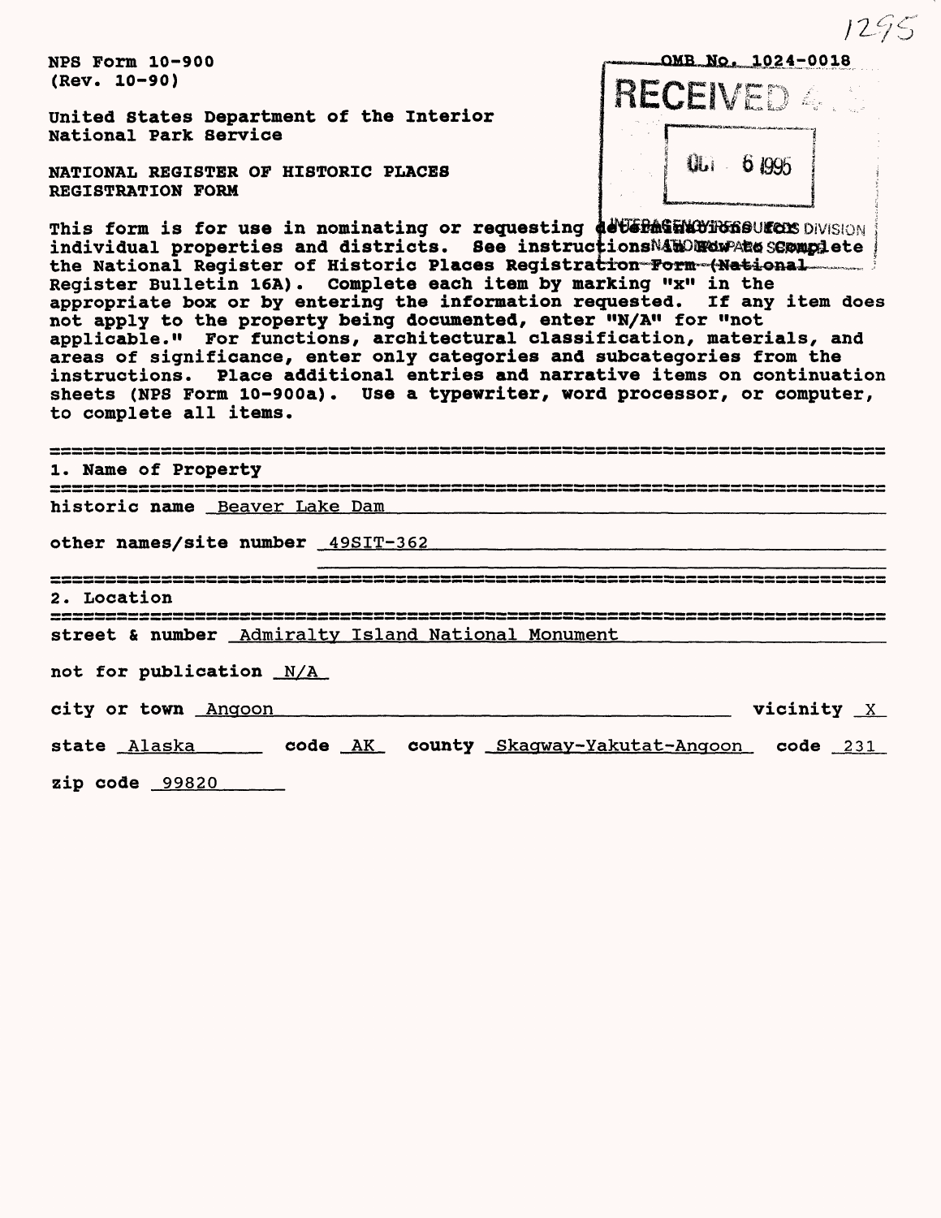NPS Form 10-900
(Rev. 10-90)

OMB No. 1024-0018

RECEIVED

OCT 6 1995

INTERAGENCY RESOURCES DIVISION
NATIONAL PARK SERVICE

United States Department of the Interior
National Park Service

NATIONAL REGISTER OF HISTORIC PLACES
REGISTRATION FORM

This form is for use in nominating or requesting determinations for individual properties and districts. See instructions in How to Complete the National Register of Historic Places Registration Form (National Register Bulletin 16A). Complete each item by marking "x" in the appropriate box or by entering the information requested. If any item does not apply to the property being documented, enter "N/A" for "not applicable." For functions, architectural classification, materials, and areas of significance, enter only categories and subcategories from the instructions. Place additional entries and narrative items on continuation sheets (NPS Form 10-900a). Use a typewriter, word processor, or computer, to complete all items.

## 1. Name of Property

historic name Beaver Lake Dam

other names/site number 49SIT-362

## 2. Location

street & number Admiralty Island National Monument

not for publication N/A

city or town Angoon vicinity X

state Alaska code AK county Skagway-Yakutat-Angoon code 231

zip code 99820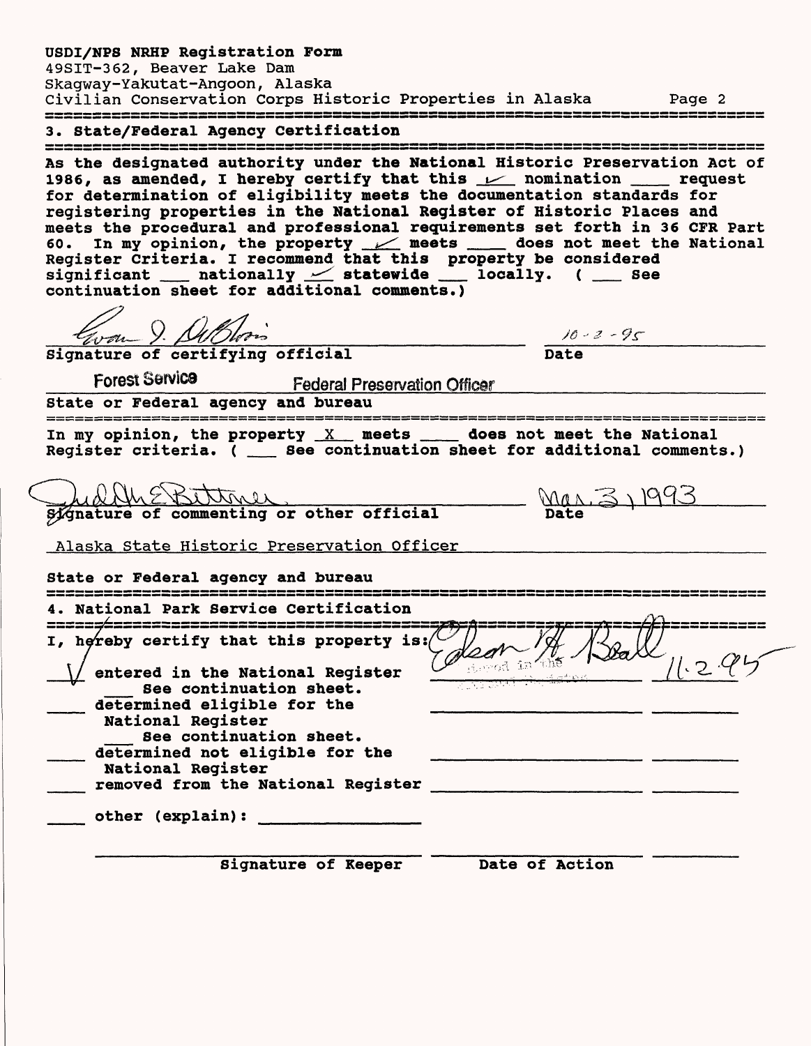USDI/NPS NRHP Registration Form
49SIT-362, Beaver Lake Dam
Skagway-Yakutat-Angoon, Alaska
Civilian Conservation Corps Historic Properties in Alaska

## 3. State/Federal Agency Certification

As the designated authority under the National Historic Preservation Act of 1986, as amended, I hereby certify that this ✓ nomination ___ request for determination of eligibility meets the documentation standards for registering properties in the National Register of Historic Places and meets the procedural and professional requirements set forth in 36 CFR Part 60. In my opinion, the property ✓ meets ___ does not meet the National Register Criteria. I recommend that this property be considered significant ___ nationally ✓ statewide ___ locally. ( ___ See continuation sheet for additional comments.)

Signature of certifying official: Evan I. DeBloois — Date: 10-2-95

State or Federal agency and bureau: Forest Service Federal Preservation Officer

In my opinion, the property X meets ___ does not meet the National Register criteria. ( ___ See continuation sheet for additional comments.)

Signature of commenting or other official: Judith E. Bittner — Date: Mar. 31, 1993

State or Federal agency and bureau: Alaska State Historic Preservation Officer

## 4. National Park Service Certification

I, hereby certify that this property is:

✓ entered in the National Register — Edson H. Beall — 11.2.95
___ See continuation sheet.
___ determined eligible for the National Register
___ See continuation sheet.
___ determined not eligible for the National Register
___ removed from the National Register
___ other (explain): ___

Signature of Keeper — Date of Action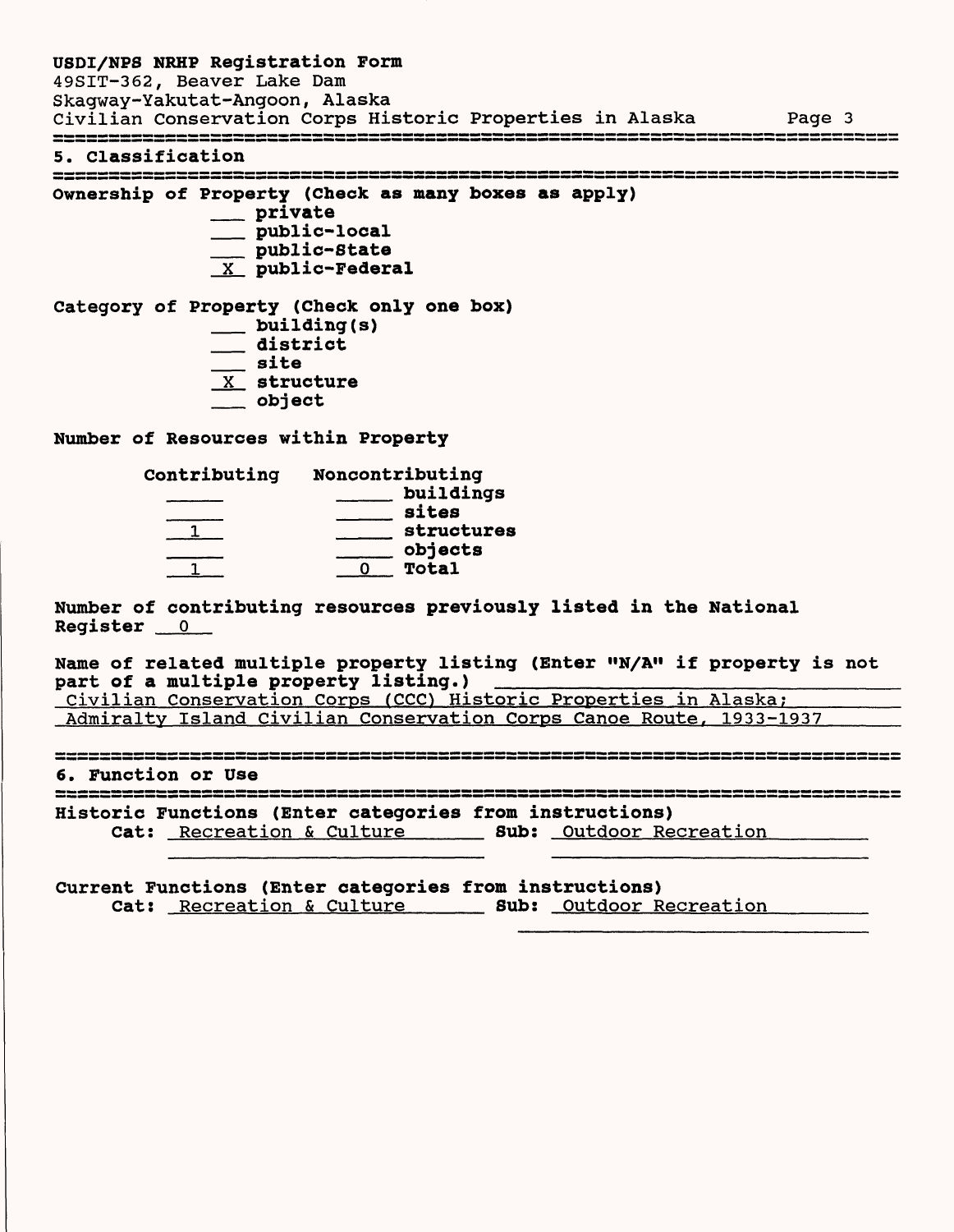## 5. Classification

**Ownership of Property (Check as many boxes as apply)**

- ___ private
- ___ public-local
- ___ public-State
- _X_ public-Federal

**Category of Property (Check only one box)**

- ___ building(s)
- ___ district
- ___ site
- _X_ structure
- ___ object

**Number of Resources within Property**

| Contributing | Noncontributing | |
|---|---|---|
| | | buildings |
| | | sites |
| 1 | | structures |
| | | objects |
| 1 | 0 | Total |

**Number of contributing resources previously listed in the National Register** 0

**Name of related multiple property listing (Enter "N/A" if property is not part of a multiple property listing.)**
Civilian Conservation Corps (CCC) Historic Properties in Alaska; Admiralty Island Civilian Conservation Corps Canoe Route, 1933-1937

## 6. Function or Use

**Historic Functions (Enter categories from instructions)**
**Cat:** Recreation & Culture **Sub:** Outdoor Recreation

**Current Functions (Enter categories from instructions)**
**Cat:** Recreation & Culture **Sub:** Outdoor Recreation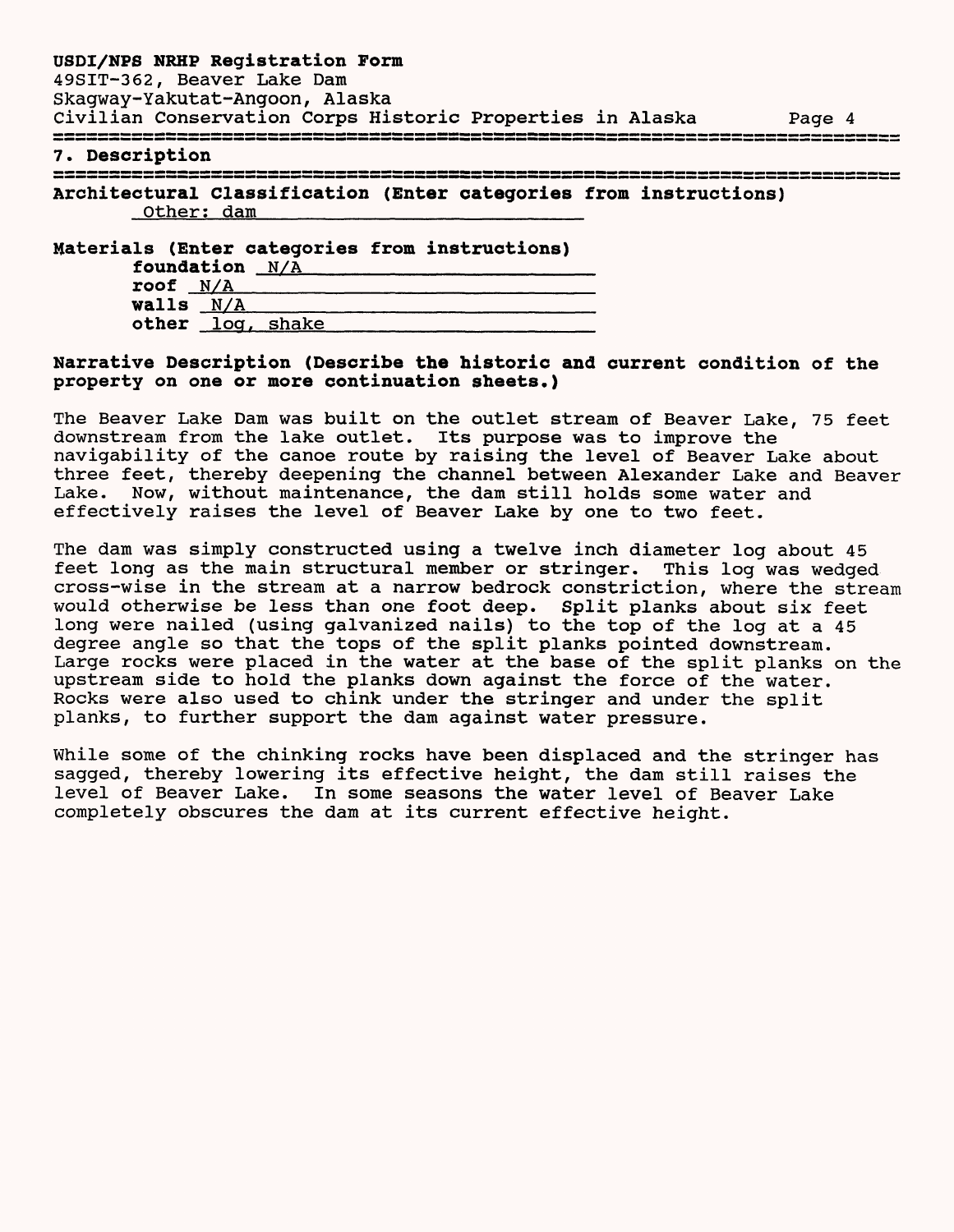## 7. Description

**Architectural Classification (Enter categories from instructions)**

Other: dam

**Materials (Enter categories from instructions)**

**foundation** N/A
**roof** N/A
**walls** N/A
**other** log, shake

**Narrative Description (Describe the historic and current condition of the property on one or more continuation sheets.)**

The Beaver Lake Dam was built on the outlet stream of Beaver Lake, 75 feet downstream from the lake outlet. Its purpose was to improve the navigability of the canoe route by raising the level of Beaver Lake about three feet, thereby deepening the channel between Alexander Lake and Beaver Lake. Now, without maintenance, the dam still holds some water and effectively raises the level of Beaver Lake by one to two feet.

The dam was simply constructed using a twelve inch diameter log about 45 feet long as the main structural member or stringer. This log was wedged cross-wise in the stream at a narrow bedrock constriction, where the stream would otherwise be less than one foot deep. Split planks about six feet long were nailed (using galvanized nails) to the top of the log at a 45 degree angle so that the tops of the split planks pointed downstream. Large rocks were placed in the water at the base of the split planks on the upstream side to hold the planks down against the force of the water. Rocks were also used to chink under the stringer and under the split planks, to further support the dam against water pressure.

While some of the chinking rocks have been displaced and the stringer has sagged, thereby lowering its effective height, the dam still raises the level of Beaver Lake. In some seasons the water level of Beaver Lake completely obscures the dam at its current effective height.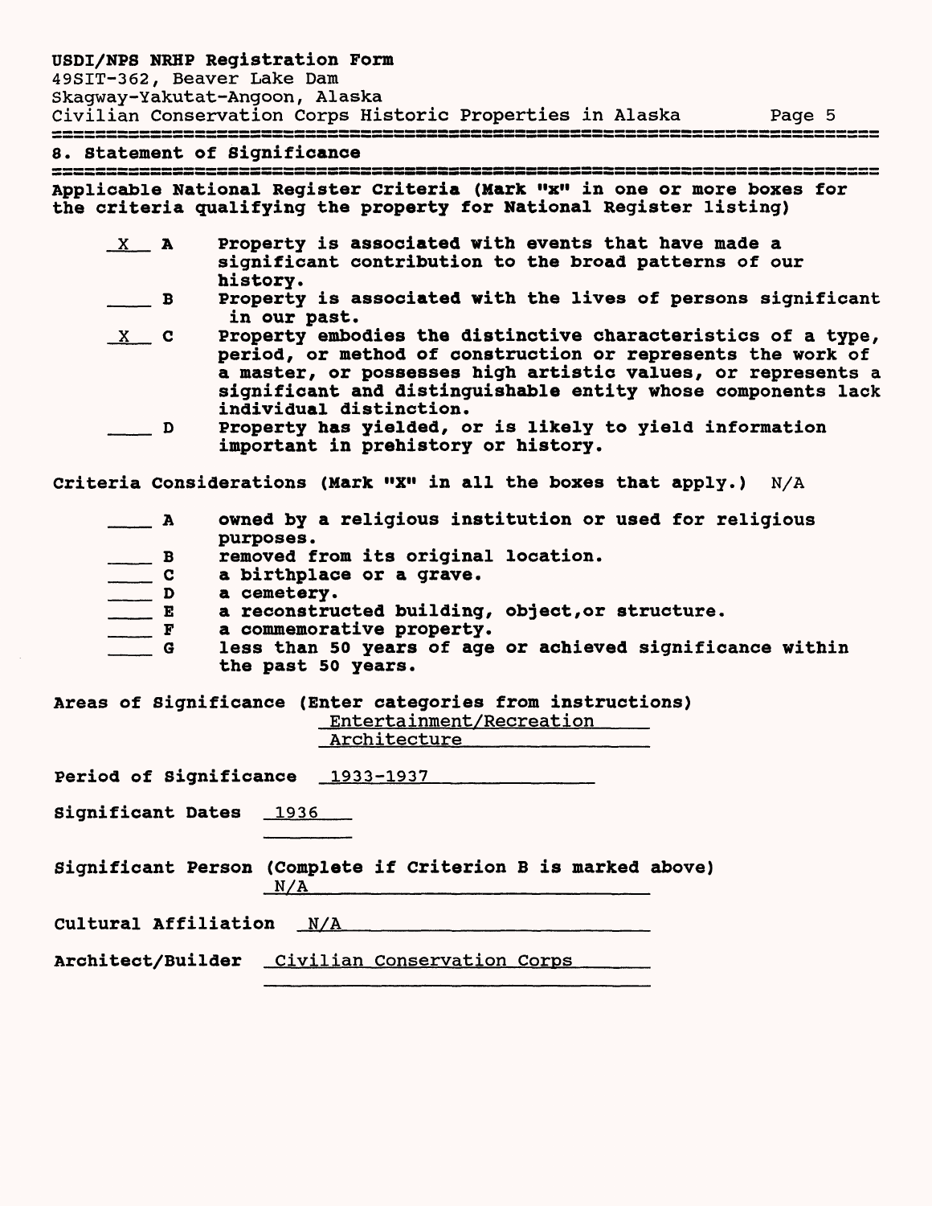## 8. Statement of Significance

**Applicable National Register Criteria (Mark "x" in one or more boxes for the criteria qualifying the property for National Register listing)**

- X **A** Property is associated with events that have made a significant contribution to the broad patterns of our history.
- ___ **B** Property is associated with the lives of persons significant in our past.
- X **C** Property embodies the distinctive characteristics of a type, period, or method of construction or represents the work of a master, or possesses high artistic values, or represents a significant and distinguishable entity whose components lack individual distinction.
- ___ **D** Property has yielded, or is likely to yield information important in prehistory or history.

**Criteria Considerations (Mark "X" in all the boxes that apply.)** N/A

- ___ **A** owned by a religious institution or used for religious purposes.
- ___ **B** removed from its original location.
- ___ **C** a birthplace or a grave.
- ___ **D** a cemetery.
- ___ **E** a reconstructed building, object, or structure.
- ___ **F** a commemorative property.
- ___ **G** less than 50 years of age or achieved significance within the past 50 years.

**Areas of Significance (Enter categories from instructions)**
Entertainment/Recreation
Architecture

**Period of Significance** 1933-1937

**Significant Dates** 1936

**Significant Person (Complete if Criterion B is marked above)**
N/A

**Cultural Affiliation** N/A

**Architect/Builder** Civilian Conservation Corps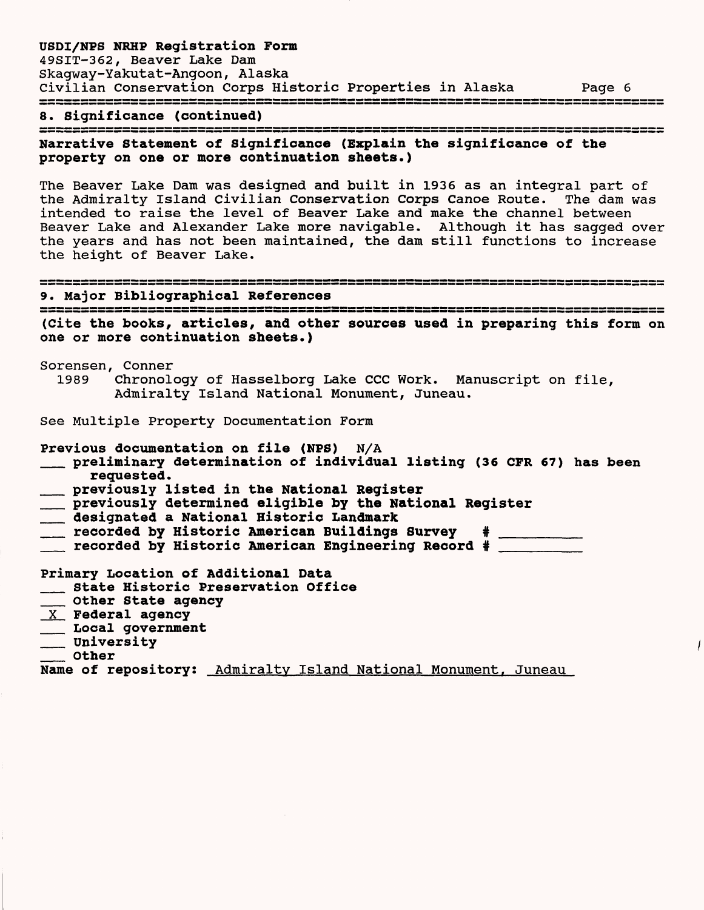## 8. Significance (continued)

**Narrative Statement of Significance (Explain the significance of the property on one or more continuation sheets.)**

The Beaver Lake Dam was designed and built in 1936 as an integral part of the Admiralty Island Civilian Conservation Corps Canoe Route. The dam was intended to raise the level of Beaver Lake and make the channel between Beaver Lake and Alexander Lake more navigable. Although it has sagged over the years and has not been maintained, the dam still functions to increase the height of Beaver Lake.

## 9. Major Bibliographical References

**(Cite the books, articles, and other sources used in preparing this form on one or more continuation sheets.)**

Sorensen, Conner
   1989 Chronology of Hasselborg Lake CCC Work. Manuscript on file, Admiralty Island National Monument, Juneau.

See Multiple Property Documentation Form

**Previous documentation on file (NPS)** N/A
- ___ **preliminary determination of individual listing (36 CFR 67) has been requested.**
- ___ **previously listed in the National Register**
- ___ **previously determined eligible by the National Register**
- ___ **designated a National Historic Landmark**
- ___ **recorded by Historic American Buildings Survey # ________**
- ___ **recorded by Historic American Engineering Record # ________**

**Primary Location of Additional Data**
- ___ **State Historic Preservation Office**
- ___ **Other State agency**
- _X_ **Federal agency**
- ___ **Local government**
- ___ **University**
- ___ **Other**

**Name of repository:** Admiralty Island National Monument, Juneau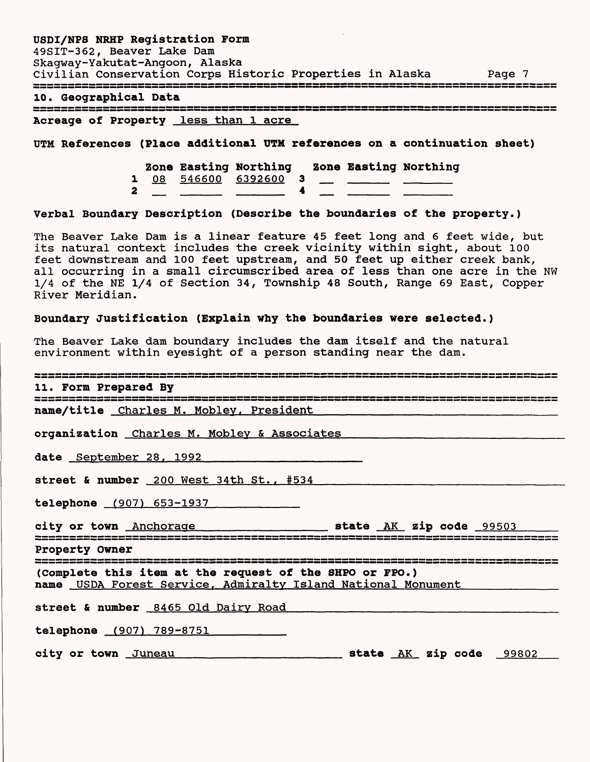## 10. Geographical Data

**Acreage of Property** less than 1 acre

**UTM References (Place additional UTM references on a continuation sheet)**

| | Zone | Easting | Northing | | Zone | Easting | Northing |
|---|---|---|---|---|---|---|---|
| 1 | 08 | 546600 | 6392600 | 3 | | | |
| 2 | | | | 4 | | | |

**Verbal Boundary Description (Describe the boundaries of the property.)**

The Beaver Lake Dam is a linear feature 45 feet long and 6 feet wide, but its natural context includes the creek vicinity within sight, about 100 feet downstream and 100 feet upstream, and 50 feet up either creek bank, all occurring in a small circumscribed area of less than one acre in the NW 1/4 of the NE 1/4 of Section 34, Township 48 South, Range 69 East, Copper River Meridian.

**Boundary Justification (Explain why the boundaries were selected.)**

The Beaver Lake dam boundary includes the dam itself and the natural environment within eyesight of a person standing near the dam.

## 11. Form Prepared By

**name/title** Charles M. Mobley, President

**organization** Charles M. Mobley & Associates

**date** September 28, 1992

**street & number** 200 West 34th St., #534

**telephone** (907) 653-1937

**city or town** Anchorage **state** AK **zip code** 99503

## Property Owner

**(Complete this item at the request of the SHPO or FPO.)**
**name** USDA Forest Service, Admiralty Island National Monument

**street & number** 8465 Old Dairy Road

**telephone** (907) 789-8751

**city or town** Juneau **state** AK **zip code** 99802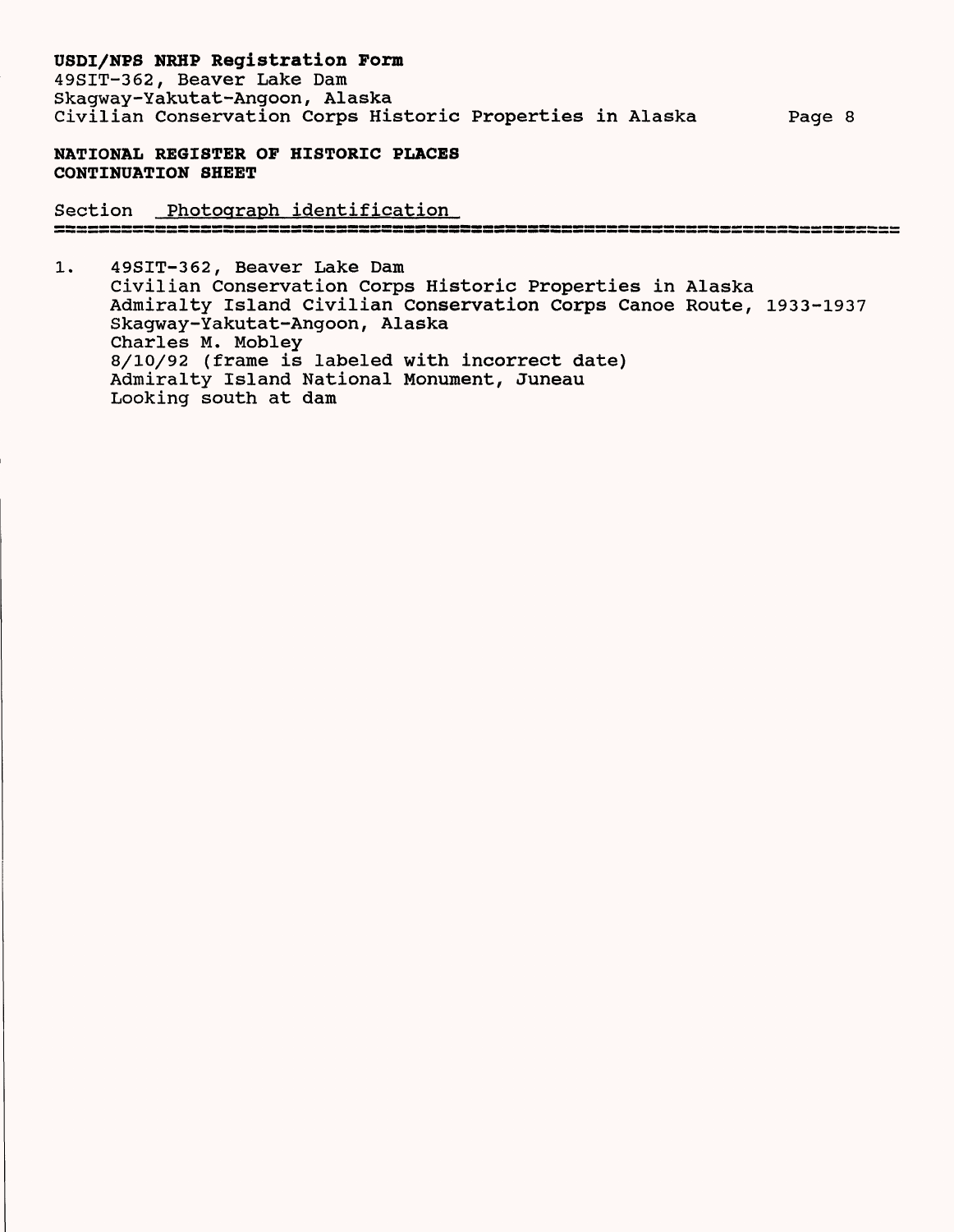**NATIONAL REGISTER OF HISTORIC PLACES**
**CONTINUATION SHEET**

Section Photograph identification

1. 49SIT-362, Beaver Lake Dam
   Civilian Conservation Corps Historic Properties in Alaska
   Admiralty Island Civilian Conservation Corps Canoe Route, 1933-1937
   Skagway-Yakutat-Angoon, Alaska
   Charles M. Mobley
   8/10/92 (frame is labeled with incorrect date)
   Admiralty Island National Monument, Juneau
   Looking south at dam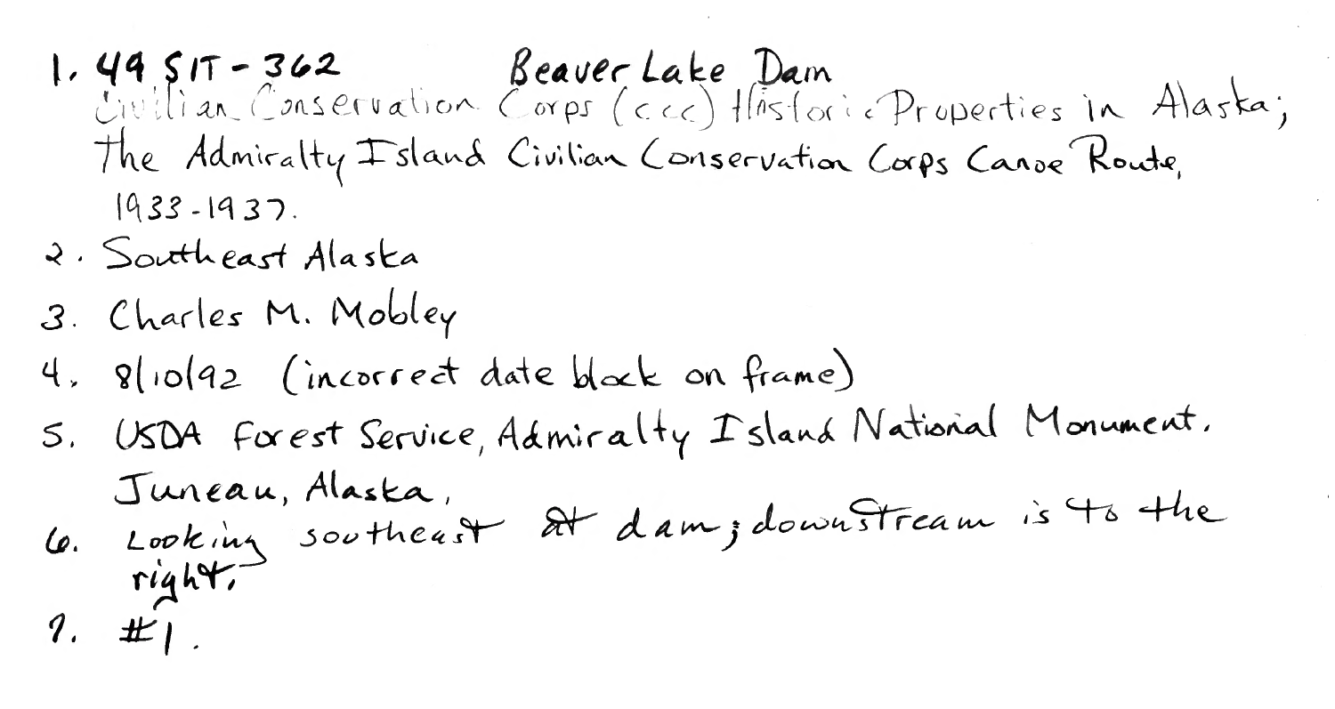1. 49 SIT - 362 Beaver Lake Dam
   Civilian Conservation Corps (CCC) Historic Properties in Alaska; The Admiralty Island Civilian Conservation Corps Canoe Route, 1933-1937.
2. Southeast Alaska
3. Charles M. Mobley
4. 8/10/92 (incorrect date block on frame)
5. USDA Forest Service, Admiralty Island National Monument, Juneau, Alaska,
6. Looking southeast at dam; downstream is to the right,
7. #1.